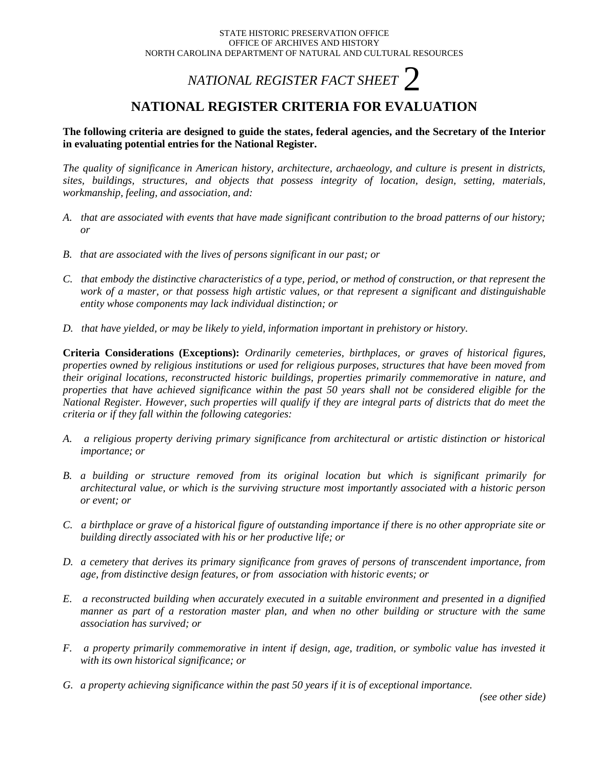STATE HISTORIC PRESERVATION OFFICE
OFFICE OF ARCHIVES AND HISTORY
NORTH CAROLINA DEPARTMENT OF NATURAL AND CULTURAL RESOURCES

*NATIONAL REGISTER FACT SHEET* 2

# NATIONAL REGISTER CRITERIA FOR EVALUATION

**The following criteria are designed to guide the states, federal agencies, and the Secretary of the Interior in evaluating potential entries for the National Register.**

*The quality of significance in American history, architecture, archaeology, and culture is present in districts, sites, buildings, structures, and objects that possess integrity of location, design, setting, materials, workmanship, feeling, and association, and:*

A. *that are associated with events that have made significant contribution to the broad patterns of our history; or*

B. *that are associated with the lives of persons significant in our past; or*

C. *that embody the distinctive characteristics of a type, period, or method of construction, or that represent the work of a master, or that possess high artistic values, or that represent a significant and distinguishable entity whose components may lack individual distinction; or*

D. *that have yielded, or may be likely to yield, information important in prehistory or history.*

**Criteria Considerations (Exceptions):** *Ordinarily cemeteries, birthplaces, or graves of historical figures, properties owned by religious institutions or used for religious purposes, structures that have been moved from their original locations, reconstructed historic buildings, properties primarily commemorative in nature, and properties that have achieved significance within the past 50 years shall not be considered eligible for the National Register. However, such properties will qualify if they are integral parts of districts that do meet the criteria or if they fall within the following categories:*

A. *a religious property deriving primary significance from architectural or artistic distinction or historical importance; or*

B. *a building or structure removed from its original location but which is significant primarily for architectural value, or which is the surviving structure most importantly associated with a historic person or event; or*

C. *a birthplace or grave of a historical figure of outstanding importance if there is no other appropriate site or building directly associated with his or her productive life; or*

D. *a cemetery that derives its primary significance from graves of persons of transcendent importance, from age, from distinctive design features, or from association with historic events; or*

E. *a reconstructed building when accurately executed in a suitable environment and presented in a dignified manner as part of a restoration master plan, and when no other building or structure with the same association has survived; or*

F. *a property primarily commemorative in intent if design, age, tradition, or symbolic value has invested it with its own historical significance; or*

G. *a property achieving significance within the past 50 years if it is of exceptional importance.*

*(see other side)*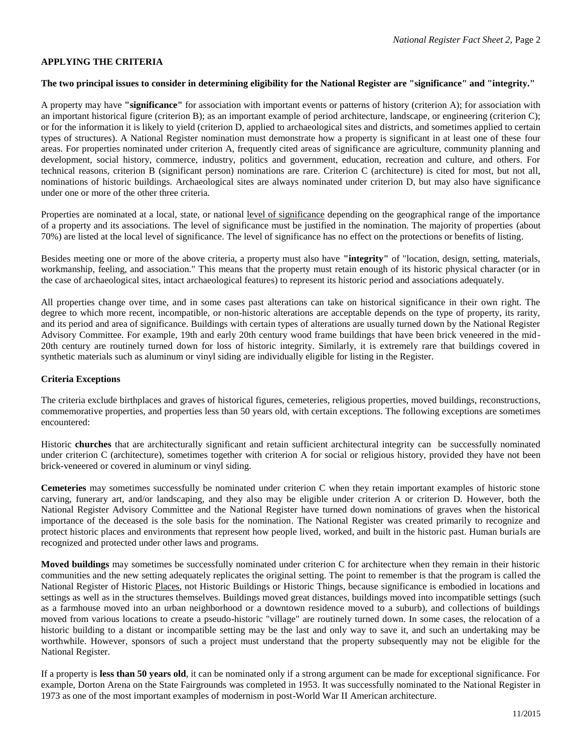## APPLYING THE CRITERIA

**The two principal issues to consider in determining eligibility for the National Register are "significance" and "integrity."**

A property may have **"significance"** for association with important events or patterns of history (criterion A); for association with an important historical figure (criterion B); as an important example of period architecture, landscape, or engineering (criterion C); or for the information it is likely to yield (criterion D, applied to archaeological sites and districts, and sometimes applied to certain types of structures). A National Register nomination must demonstrate how a property is significant in at least one of these four areas. For properties nominated under criterion A, frequently cited areas of significance are agriculture, community planning and development, social history, commerce, industry, politics and government, education, recreation and culture, and others. For technical reasons, criterion B (significant person) nominations are rare. Criterion C (architecture) is cited for most, but not all, nominations of historic buildings. Archaeological sites are always nominated under criterion D, but may also have significance under one or more of the other three criteria.

Properties are nominated at a local, state, or national level of significance depending on the geographical range of the importance of a property and its associations. The level of significance must be justified in the nomination. The majority of properties (about 70%) are listed at the local level of significance. The level of significance has no effect on the protections or benefits of listing.

Besides meeting one or more of the above criteria, a property must also have **"integrity"** of "location, design, setting, materials, workmanship, feeling, and association." This means that the property must retain enough of its historic physical character (or in the case of archaeological sites, intact archaeological features) to represent its historic period and associations adequately.

All properties change over time, and in some cases past alterations can take on historical significance in their own right. The degree to which more recent, incompatible, or non-historic alterations are acceptable depends on the type of property, its rarity, and its period and area of significance. Buildings with certain types of alterations are usually turned down by the National Register Advisory Committee. For example, 19th and early 20th century wood frame buildings that have been brick veneered in the mid-20th century are routinely turned down for loss of historic integrity. Similarly, it is extremely rare that buildings covered in synthetic materials such as aluminum or vinyl siding are individually eligible for listing in the Register.

### Criteria Exceptions

The criteria exclude birthplaces and graves of historical figures, cemeteries, religious properties, moved buildings, reconstructions, commemorative properties, and properties less than 50 years old, with certain exceptions. The following exceptions are sometimes encountered:

Historic **churches** that are architecturally significant and retain sufficient architectural integrity can be successfully nominated under criterion C (architecture), sometimes together with criterion A for social or religious history, provided they have not been brick-veneered or covered in aluminum or vinyl siding.

**Cemeteries** may sometimes successfully be nominated under criterion C when they retain important examples of historic stone carving, funerary art, and/or landscaping, and they also may be eligible under criterion A or criterion D. However, both the National Register Advisory Committee and the National Register have turned down nominations of graves when the historical importance of the deceased is the sole basis for the nomination. The National Register was created primarily to recognize and protect historic places and environments that represent how people lived, worked, and built in the historic past. Human burials are recognized and protected under other laws and programs.

**Moved buildings** may sometimes be successfully nominated under criterion C for architecture when they remain in their historic communities and the new setting adequately replicates the original setting. The point to remember is that the program is called the National Register of Historic Places, not Historic Buildings or Historic Things, because significance is embodied in locations and settings as well as in the structures themselves. Buildings moved great distances, buildings moved into incompatible settings (such as a farmhouse moved into an urban neighborhood or a downtown residence moved to a suburb), and collections of buildings moved from various locations to create a pseudo-historic "village" are routinely turned down. In some cases, the relocation of a historic building to a distant or incompatible setting may be the last and only way to save it, and such an undertaking may be worthwhile. However, sponsors of such a project must understand that the property subsequently may not be eligible for the National Register.

If a property is **less than 50 years old**, it can be nominated only if a strong argument can be made for exceptional significance. For example, Dorton Arena on the State Fairgrounds was completed in 1953. It was successfully nominated to the National Register in 1973 as one of the most important examples of modernism in post-World War II American architecture.

11/2015